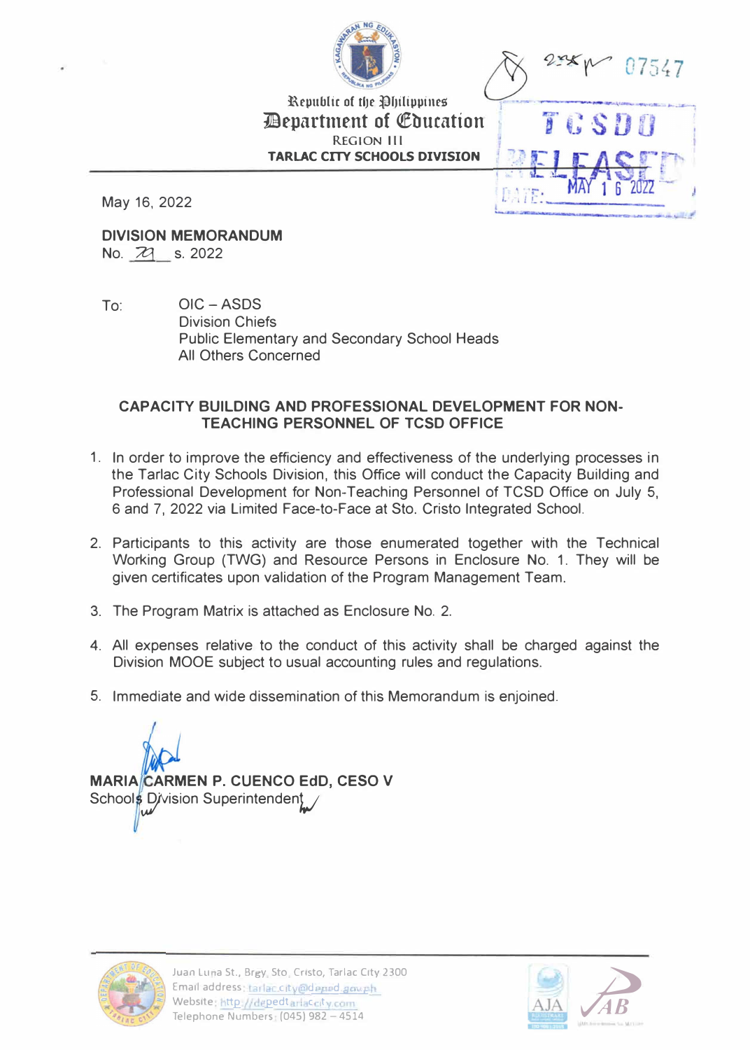Republic of the Philippines

**Department of Education**

REGION III

**TARLAC CITY SCHOOLS DIVISION**

TCSDO RELEASED
DATE: MAY 16 2022

07547

May 16, 2022

**DIVISION MEMORANDUM**

No. 79 s. 2022

To: OIC – ASDS
Division Chiefs
Public Elementary and Secondary School Heads
All Others Concerned

**CAPACITY BUILDING AND PROFESSIONAL DEVELOPMENT FOR NON-TEACHING PERSONNEL OF TCSD OFFICE**

1. In order to improve the efficiency and effectiveness of the underlying processes in the Tarlac City Schools Division, this Office will conduct the Capacity Building and Professional Development for Non-Teaching Personnel of TCSD Office on July 5, 6 and 7, 2022 via Limited Face-to-Face at Sto. Cristo Integrated School.

2. Participants to this activity are those enumerated together with the Technical Working Group (TWG) and Resource Persons in Enclosure No. 1. They will be given certificates upon validation of the Program Management Team.

3. The Program Matrix is attached as Enclosure No. 2.

4. All expenses relative to the conduct of this activity shall be charged against the Division MOOE subject to usual accounting rules and regulations.

5. Immediate and wide dissemination of this Memorandum is enjoined.

**MARIA CARMEN P. CUENCO EdD, CESO V**
Schools Division Superintendent

Juan Luna St., Brgy. Sto. Cristo, Tarlac City 2300
Email address: tarlac.city@deped.gov.ph
Website: http://depedtarlaccity.com
Telephone Numbers: (045) 982 – 4514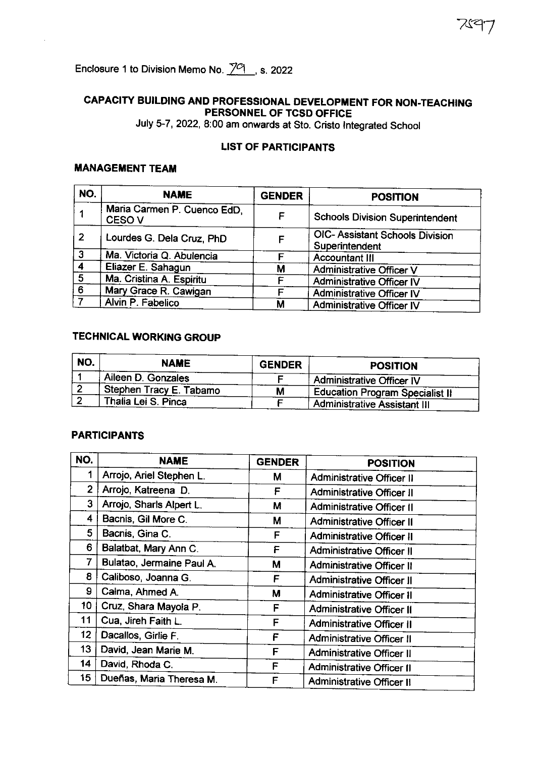Enclosure 1 to Division Memo No. 79, s. 2022

## CAPACITY BUILDING AND PROFESSIONAL DEVELOPMENT FOR NON-TEACHING PERSONNEL OF TCSD OFFICE

July 5-7, 2022, 8:00 am onwards at Sto. Cristo Integrated School

### LIST OF PARTICIPANTS

### MANAGEMENT TEAM

| NO. | NAME | GENDER | POSITION |
|---|---|---|---|
| 1 | Maria Carmen P. Cuenco EdD, CESO V | F | Schools Division Superintendent |
| 2 | Lourdes G. Dela Cruz, PhD | F | OIC- Assistant Schools Division Superintendent |
| 3 | Ma. Victoria Q. Abulencia | F | Accountant III |
| 4 | Eliazer E. Sahagun | M | Administrative Officer V |
| 5 | Ma. Cristina A. Espiritu | F | Administrative Officer IV |
| 6 | Mary Grace R. Cawigan | F | Administrative Officer IV |
| 7 | Alvin P. Fabelico | M | Administrative Officer IV |

### TECHNICAL WORKING GROUP

| NO. | NAME | GENDER | POSITION |
|---|---|---|---|
| 1 | Aileen D. Gonzales | F | Administrative Officer IV |
| 2 | Stephen Tracy E. Tabamo | M | Education Program Specialist II |
| 2 | Thalia Lei S. Pinca | F | Administrative Assistant III |

### PARTICIPANTS

| NO. | NAME | GENDER | POSITION |
|---|---|---|---|
| 1 | Arrojo, Ariel Stephen L. | M | Administrative Officer II |
| 2 | Arrojo, Katreena D. | F | Administrative Officer II |
| 3 | Arrojo, Sharls Alpert L. | M | Administrative Officer II |
| 4 | Bacnis, Gil More C. | M | Administrative Officer II |
| 5 | Bacnis, Gina C. | F | Administrative Officer II |
| 6 | Balatbat, Mary Ann C. | F | Administrative Officer II |
| 7 | Bulatao, Jermaine Paul A. | M | Administrative Officer II |
| 8 | Caliboso, Joanna G. | F | Administrative Officer II |
| 9 | Calma, Ahmed A. | M | Administrative Officer II |
| 10 | Cruz, Shara Mayola P. | F | Administrative Officer II |
| 11 | Cua, Jireh Faith L. | F | Administrative Officer II |
| 12 | Dacallos, Girlie F. | F | Administrative Officer II |
| 13 | David, Jean Marie M. | F | Administrative Officer II |
| 14 | David, Rhoda C. | F | Administrative Officer II |
| 15 | Dueñas, Maria Theresa M. | F | Administrative Officer II |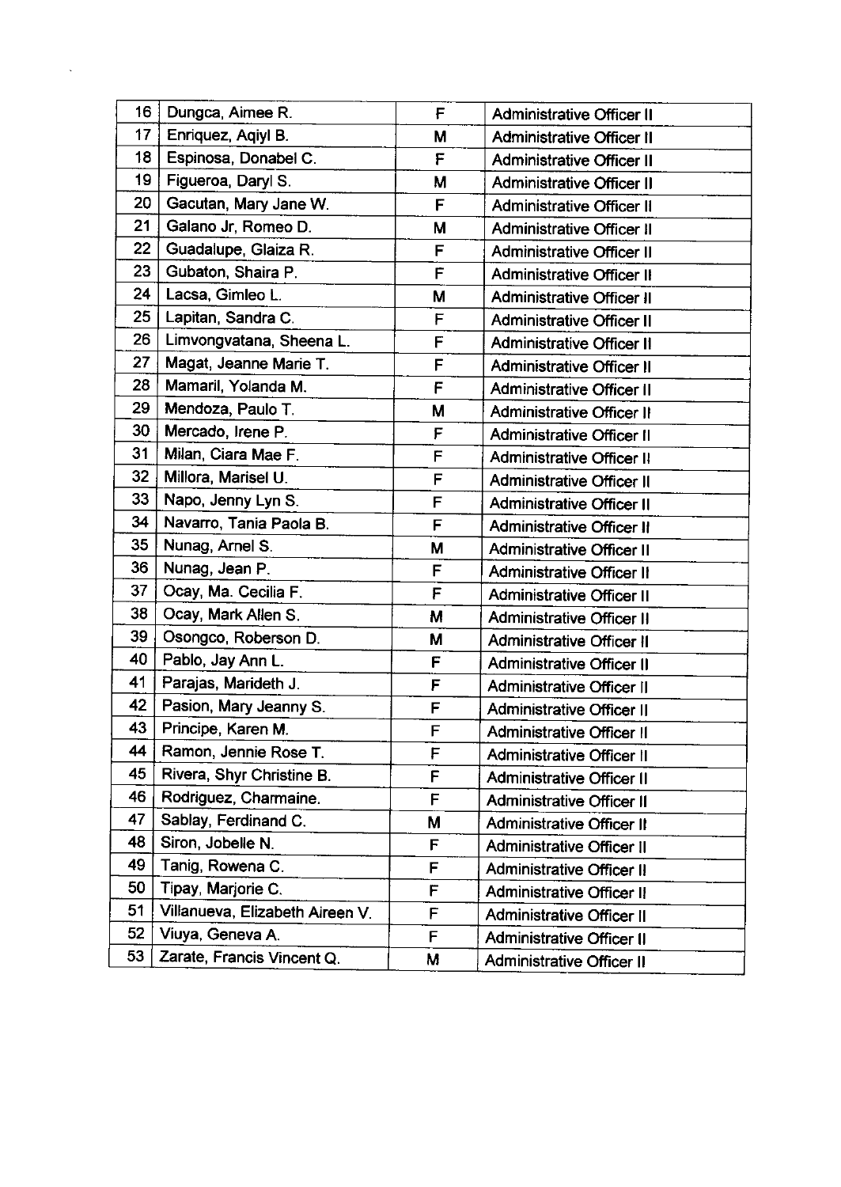| | | | |
|---|---|---|---|
| 16 | Dungca, Aimee R. | F | Administrative Officer II |
| 17 | Enriquez, Aqiyl B. | M | Administrative Officer II |
| 18 | Espinosa, Donabel C. | F | Administrative Officer II |
| 19 | Figueroa, Daryl S. | M | Administrative Officer II |
| 20 | Gacutan, Mary Jane W. | F | Administrative Officer II |
| 21 | Galano Jr, Romeo D. | M | Administrative Officer II |
| 22 | Guadalupe, Glaiza R. | F | Administrative Officer II |
| 23 | Gubaton, Shaira P. | F | Administrative Officer II |
| 24 | Lacsa, Gimleo L. | M | Administrative Officer II |
| 25 | Lapitan, Sandra C. | F | Administrative Officer II |
| 26 | Limvongvatana, Sheena L. | F | Administrative Officer II |
| 27 | Magat, Jeanne Marie T. | F | Administrative Officer II |
| 28 | Mamaril, Yolanda M. | F | Administrative Officer II |
| 29 | Mendoza, Paulo T. | M | Administrative Officer II |
| 30 | Mercado, Irene P. | F | Administrative Officer II |
| 31 | Milan, Ciara Mae F. | F | Administrative Officer II |
| 32 | Millora, Marisel U. | F | Administrative Officer II |
| 33 | Napo, Jenny Lyn S. | F | Administrative Officer II |
| 34 | Navarro, Tania Paola B. | F | Administrative Officer II |
| 35 | Nunag, Arnel S. | M | Administrative Officer II |
| 36 | Nunag, Jean P. | F | Administrative Officer II |
| 37 | Ocay, Ma. Cecilia F. | F | Administrative Officer II |
| 38 | Ocay, Mark Allen S. | M | Administrative Officer II |
| 39 | Osongco, Roberson D. | M | Administrative Officer II |
| 40 | Pablo, Jay Ann L. | F | Administrative Officer II |
| 41 | Parajas, Marideth J. | F | Administrative Officer II |
| 42 | Pasion, Mary Jeanny S. | F | Administrative Officer II |
| 43 | Principe, Karen M. | F | Administrative Officer II |
| 44 | Ramon, Jennie Rose T. | F | Administrative Officer II |
| 45 | Rivera, Shyr Christine B. | F | Administrative Officer II |
| 46 | Rodriguez, Charmaine. | F | Administrative Officer II |
| 47 | Sablay, Ferdinand C. | M | Administrative Officer II |
| 48 | Siron, Jobelle N. | F | Administrative Officer II |
| 49 | Tanig, Rowena C. | F | Administrative Officer II |
| 50 | Tipay, Marjorie C. | F | Administrative Officer II |
| 51 | Villanueva, Elizabeth Aireen V. | F | Administrative Officer II |
| 52 | Viuya, Geneva A. | F | Administrative Officer II |
| 53 | Zarate, Francis Vincent Q. | M | Administrative Officer II |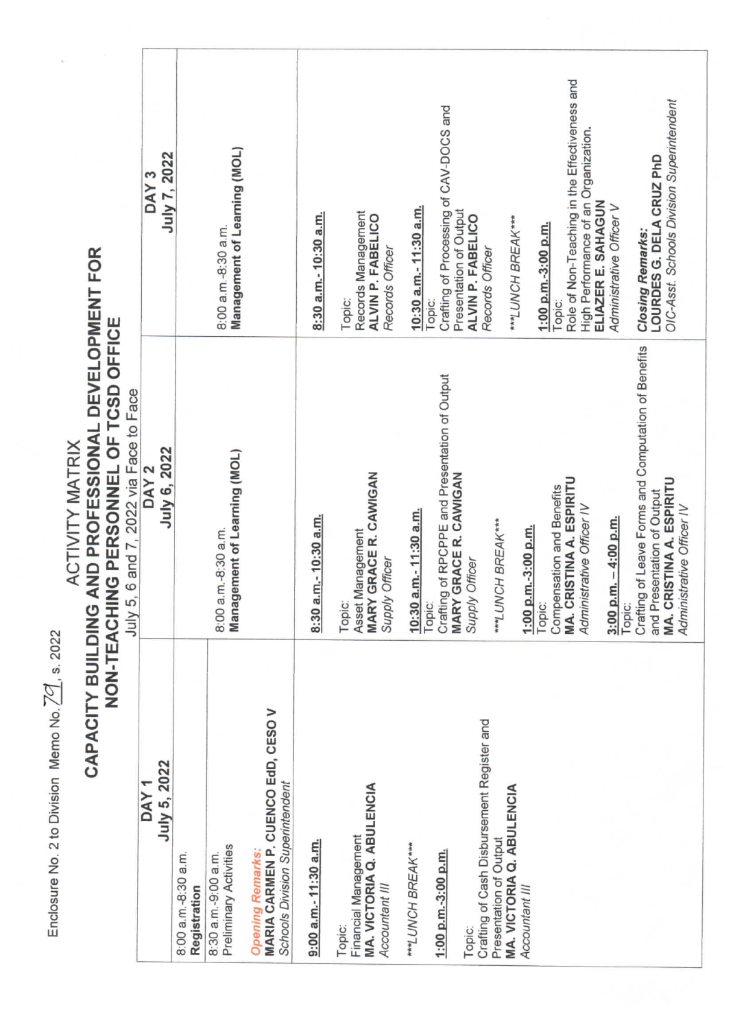Enclosure No. 2 to Division Memo No. 79, s. 2022

# ACTIVITY MATRIX

## CAPACITY BUILDING AND PROFESSIONAL DEVELOPMENT FOR NON-TEACHING PERSONNEL OF TCSD OFFICE

July 5, 6 and 7, 2022 via Face to Face

| DAY 1<br>July 5, 2022 | DAY 2<br>July 6, 2022 | DAY 3<br>July 7, 2022 |
|---|---|---|
| 8:00 a.m.-8:30 a.m.<br>**Registration** | | |
| 8:30 a.m.-9:00 a.m.<br>Preliminary Activities<br><br>***Opening Remarks:***<br>**MARIA CARMEN P. CUENCO EdD, CESO V**<br>*Schools Division Superintendent* | 8:00 a.m.-8:30 a.m.<br>**Management of Learning (MOL)** | 8:00 a.m.-8:30 a.m.<br>**Management of Learning (MOL)** |
| **9:00 a.m.- 11:30 a.m.**<br><br>Topic:<br>Financial Management<br>**MA. VICTORIA Q. ABULENCIA**<br>*Accountant III*<br><br>****LUNCH BREAK****<br><br>**1:00 p.m.-3:00 p.m.**<br><br>Topic:<br>Crafting of Cash Disbursement Register and Presentation of Output<br>**MA. VICTORIA Q. ABULENCIA**<br>*Accountant III* | **8:30 a.m.- 10:30 a.m.**<br><br>Topic:<br>Asset Management<br>**MARY GRACE R. CAWIGAN**<br>*Supply Officer*<br><br>**10:30 a.m.- 11:30 a.m.**<br>Topic:<br>Crafting of RPCPPE and Presentation of Output<br>**MARY GRACE R. CAWIGAN**<br>*Supply Officer*<br><br>****LUNCH BREAK****<br><br>**1:00 p.m.-3:00 p.m.**<br>Topic:<br>Compensation and Benefits<br>**MA. CRISTINA A. ESPIRITU**<br>*Administrative Officer IV*<br><br>**3:00 p.m. – 4:00 p.m.**<br>Topic:<br>Crafting of Leave Forms and Computation of Benefits and Presentation of Output<br>**MA. CRISTINA A. ESPIRITU**<br>*Administrative Officer IV* | **8:30 a.m.- 10:30 a.m.**<br><br>Topic:<br>Records Management<br>**ALVIN P. FABELICO**<br>*Records Officer*<br><br>**10:30 a.m.- 11:30 a.m.**<br>Topic:<br>Crafting of Processing of CAV-DOCS and Presentation of Output<br>**ALVIN P. FABELICO**<br>*Records Officer*<br><br>****LUNCH BREAK****<br><br>**1:00 p.m.-3:00 p.m.**<br>Topic:<br>Role of Non-Teaching in the Effectiveness and High Performance of an Organization.<br>**ELIAZER E. SAHAGUN**<br>*Administrative Officer V*<br><br>***Closing Remarks:***<br>**LOURDES G. DELA CRUZ PhD**<br>*OIC-Asst. Schools Division Superintendent* |